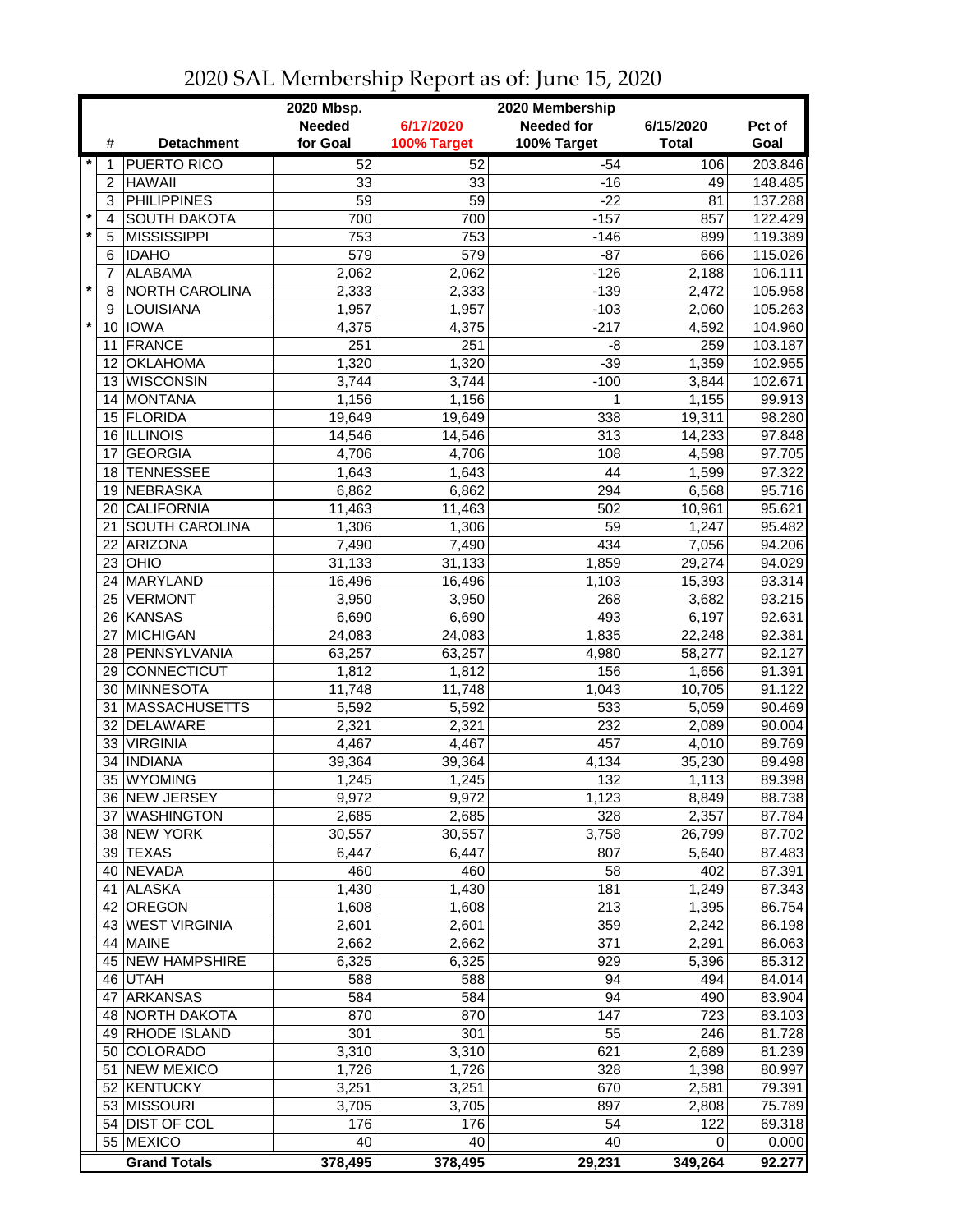# 2020 SAL Membership Report as of: June 15, 2020

| | # | Detachment | 2020 Mbsp. Needed for Goal | 6/17/2020 100% Target | 2020 Membership Needed for 100% Target | 6/15/2020 Total | Pct of Goal |
|---|---|---|---|---|---|---|---|
| * | 1 | PUERTO RICO | 52 | 52 | -54 | 106 | 203.846 |
| | 2 | HAWAII | 33 | 33 | -16 | 49 | 148.485 |
| | 3 | PHILIPPINES | 59 | 59 | -22 | 81 | 137.288 |
| * | 4 | SOUTH DAKOTA | 700 | 700 | -157 | 857 | 122.429 |
| * | 5 | MISSISSIPPI | 753 | 753 | -146 | 899 | 119.389 |
| | 6 | IDAHO | 579 | 579 | -87 | 666 | 115.026 |
| | 7 | ALABAMA | 2,062 | 2,062 | -126 | 2,188 | 106.111 |
| * | 8 | NORTH CAROLINA | 2,333 | 2,333 | -139 | 2,472 | 105.958 |
| | 9 | LOUISIANA | 1,957 | 1,957 | -103 | 2,060 | 105.263 |
| * | 10 | IOWA | 4,375 | 4,375 | -217 | 4,592 | 104.960 |
| | 11 | FRANCE | 251 | 251 | -8 | 259 | 103.187 |
| | 12 | OKLAHOMA | 1,320 | 1,320 | -39 | 1,359 | 102.955 |
| | 13 | WISCONSIN | 3,744 | 3,744 | -100 | 3,844 | 102.671 |
| | 14 | MONTANA | 1,156 | 1,156 | 1 | 1,155 | 99.913 |
| | 15 | FLORIDA | 19,649 | 19,649 | 338 | 19,311 | 98.280 |
| | 16 | ILLINOIS | 14,546 | 14,546 | 313 | 14,233 | 97.848 |
| | 17 | GEORGIA | 4,706 | 4,706 | 108 | 4,598 | 97.705 |
| | 18 | TENNESSEE | 1,643 | 1,643 | 44 | 1,599 | 97.322 |
| | 19 | NEBRASKA | 6,862 | 6,862 | 294 | 6,568 | 95.716 |
| | 20 | CALIFORNIA | 11,463 | 11,463 | 502 | 10,961 | 95.621 |
| | 21 | SOUTH CAROLINA | 1,306 | 1,306 | 59 | 1,247 | 95.482 |
| | 22 | ARIZONA | 7,490 | 7,490 | 434 | 7,056 | 94.206 |
| | 23 | OHIO | 31,133 | 31,133 | 1,859 | 29,274 | 94.029 |
| | 24 | MARYLAND | 16,496 | 16,496 | 1,103 | 15,393 | 93.314 |
| | 25 | VERMONT | 3,950 | 3,950 | 268 | 3,682 | 93.215 |
| | 26 | KANSAS | 6,690 | 6,690 | 493 | 6,197 | 92.631 |
| | 27 | MICHIGAN | 24,083 | 24,083 | 1,835 | 22,248 | 92.381 |
| | 28 | PENNSYLVANIA | 63,257 | 63,257 | 4,980 | 58,277 | 92.127 |
| | 29 | CONNECTICUT | 1,812 | 1,812 | 156 | 1,656 | 91.391 |
| | 30 | MINNESOTA | 11,748 | 11,748 | 1,043 | 10,705 | 91.122 |
| | 31 | MASSACHUSETTS | 5,592 | 5,592 | 533 | 5,059 | 90.469 |
| | 32 | DELAWARE | 2,321 | 2,321 | 232 | 2,089 | 90.004 |
| | 33 | VIRGINIA | 4,467 | 4,467 | 457 | 4,010 | 89.769 |
| | 34 | INDIANA | 39,364 | 39,364 | 4,134 | 35,230 | 89.498 |
| | 35 | WYOMING | 1,245 | 1,245 | 132 | 1,113 | 89.398 |
| | 36 | NEW JERSEY | 9,972 | 9,972 | 1,123 | 8,849 | 88.738 |
| | 37 | WASHINGTON | 2,685 | 2,685 | 328 | 2,357 | 87.784 |
| | 38 | NEW YORK | 30,557 | 30,557 | 3,758 | 26,799 | 87.702 |
| | 39 | TEXAS | 6,447 | 6,447 | 807 | 5,640 | 87.483 |
| | 40 | NEVADA | 460 | 460 | 58 | 402 | 87.391 |
| | 41 | ALASKA | 1,430 | 1,430 | 181 | 1,249 | 87.343 |
| | 42 | OREGON | 1,608 | 1,608 | 213 | 1,395 | 86.754 |
| | 43 | WEST VIRGINIA | 2,601 | 2,601 | 359 | 2,242 | 86.198 |
| | 44 | MAINE | 2,662 | 2,662 | 371 | 2,291 | 86.063 |
| | 45 | NEW HAMPSHIRE | 6,325 | 6,325 | 929 | 5,396 | 85.312 |
| | 46 | UTAH | 588 | 588 | 94 | 494 | 84.014 |
| | 47 | ARKANSAS | 584 | 584 | 94 | 490 | 83.904 |
| | 48 | NORTH DAKOTA | 870 | 870 | 147 | 723 | 83.103 |
| | 49 | RHODE ISLAND | 301 | 301 | 55 | 246 | 81.728 |
| | 50 | COLORADO | 3,310 | 3,310 | 621 | 2,689 | 81.239 |
| | 51 | NEW MEXICO | 1,726 | 1,726 | 328 | 1,398 | 80.997 |
| | 52 | KENTUCKY | 3,251 | 3,251 | 670 | 2,581 | 79.391 |
| | 53 | MISSOURI | 3,705 | 3,705 | 897 | 2,808 | 75.789 |
| | 54 | DIST OF COL | 176 | 176 | 54 | 122 | 69.318 |
| | 55 | MEXICO | 40 | 40 | 40 | 0 | 0.000 |
| | | **Grand Totals** | **378,495** | **378,495** | **29,231** | **349,264** | **92.277** |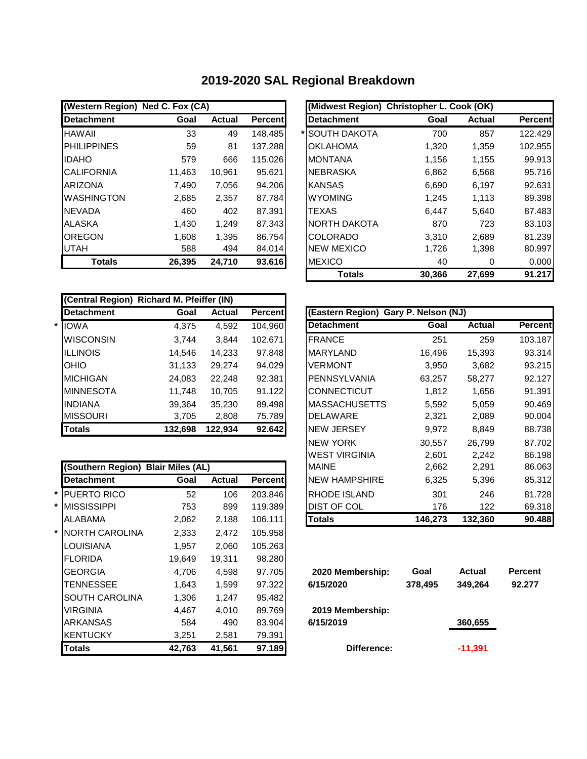# 2019-2020 SAL Regional Breakdown

| (Western Region) Ned C. Fox (CA) | | | |
|---|---|---|---|
| **Detachment** | **Goal** | **Actual** | **Percent** |
| HAWAII | 33 | 49 | 148.485 |
| PHILIPPINES | 59 | 81 | 137.288 |
| IDAHO | 579 | 666 | 115.026 |
| CALIFORNIA | 11,463 | 10,961 | 95.621 |
| ARIZONA | 7,490 | 7,056 | 94.206 |
| WASHINGTON | 2,685 | 2,357 | 87.784 |
| NEVADA | 460 | 402 | 87.391 |
| ALASKA | 1,430 | 1,249 | 87.343 |
| OREGON | 1,608 | 1,395 | 86.754 |
| UTAH | 588 | 494 | 84.014 |
| **Totals** | **26,395** | **24,710** | **93.616** |

| (Midwest Region) Christopher L. Cook (OK) | | | |
|---|---|---|---|
| **Detachment** | **Goal** | **Actual** | **Percent** |
| * SOUTH DAKOTA | 700 | 857 | 122.429 |
| OKLAHOMA | 1,320 | 1,359 | 102.955 |
| MONTANA | 1,156 | 1,155 | 99.913 |
| NEBRASKA | 6,862 | 6,568 | 95.716 |
| KANSAS | 6,690 | 6,197 | 92.631 |
| WYOMING | 1,245 | 1,113 | 89.398 |
| TEXAS | 6,447 | 5,640 | 87.483 |
| NORTH DAKOTA | 870 | 723 | 83.103 |
| COLORADO | 3,310 | 2,689 | 81.239 |
| NEW MEXICO | 1,726 | 1,398 | 80.997 |
| MEXICO | 40 | 0 | 0.000 |
| **Totals** | **30,366** | **27,699** | **91.217** |

| (Central Region) Richard M. Pfeiffer (IN) | | | |
|---|---|---|---|
| **Detachment** | **Goal** | **Actual** | **Percent** |
| * IOWA | 4,375 | 4,592 | 104.960 |
| WISCONSIN | 3,744 | 3,844 | 102.671 |
| ILLINOIS | 14,546 | 14,233 | 97.848 |
| OHIO | 31,133 | 29,274 | 94.029 |
| MICHIGAN | 24,083 | 22,248 | 92.381 |
| MINNESOTA | 11,748 | 10,705 | 91.122 |
| INDIANA | 39,364 | 35,230 | 89.498 |
| MISSOURI | 3,705 | 2,808 | 75.789 |
| **Totals** | **132,698** | **122,934** | **92.642** |

| (Eastern Region) Gary P. Nelson (NJ) | | | |
|---|---|---|---|
| **Detachment** | **Goal** | **Actual** | **Percent** |
| FRANCE | 251 | 259 | 103.187 |
| MARYLAND | 16,496 | 15,393 | 93.314 |
| VERMONT | 3,950 | 3,682 | 93.215 |
| PENNSYLVANIA | 63,257 | 58,277 | 92.127 |
| CONNECTICUT | 1,812 | 1,656 | 91.391 |
| MASSACHUSETTS | 5,592 | 5,059 | 90.469 |
| DELAWARE | 2,321 | 2,089 | 90.004 |
| NEW JERSEY | 9,972 | 8,849 | 88.738 |
| NEW YORK | 30,557 | 26,799 | 87.702 |
| WEST VIRGINIA | 2,601 | 2,242 | 86.198 |
| MAINE | 2,662 | 2,291 | 86.063 |
| NEW HAMPSHIRE | 6,325 | 5,396 | 85.312 |
| RHODE ISLAND | 301 | 246 | 81.728 |
| DIST OF COL | 176 | 122 | 69.318 |
| **Totals** | **146,273** | **132,360** | **90.488** |

| (Southern Region) Blair Miles (AL) | | | |
|---|---|---|---|
| **Detachment** | **Goal** | **Actual** | **Percent** |
| * PUERTO RICO | 52 | 106 | 203.846 |
| * MISSISSIPPI | 753 | 899 | 119.389 |
| ALABAMA | 2,062 | 2,188 | 106.111 |
| * NORTH CAROLINA | 2,333 | 2,472 | 105.958 |
| LOUISIANA | 1,957 | 2,060 | 105.263 |
| FLORIDA | 19,649 | 19,311 | 98.280 |
| GEORGIA | 4,706 | 4,598 | 97.705 |
| TENNESSEE | 1,643 | 1,599 | 97.322 |
| SOUTH CAROLINA | 1,306 | 1,247 | 95.482 |
| VIRGINIA | 4,467 | 4,010 | 89.769 |
| ARKANSAS | 584 | 490 | 83.904 |
| KENTUCKY | 3,251 | 2,581 | 79.391 |
| **Totals** | **42,763** | **41,561** | **97.189** |

| **2020 Membership:** | **Goal** | **Actual** | **Percent** |
|---|---|---|---|
| **6/15/2020** | **378,495** | **349,264** | **92.277** |
| **2019 Membership:** | | | |
| **6/15/2019** | | **360,655** | |
| **Difference:** | | **-11,391** | |